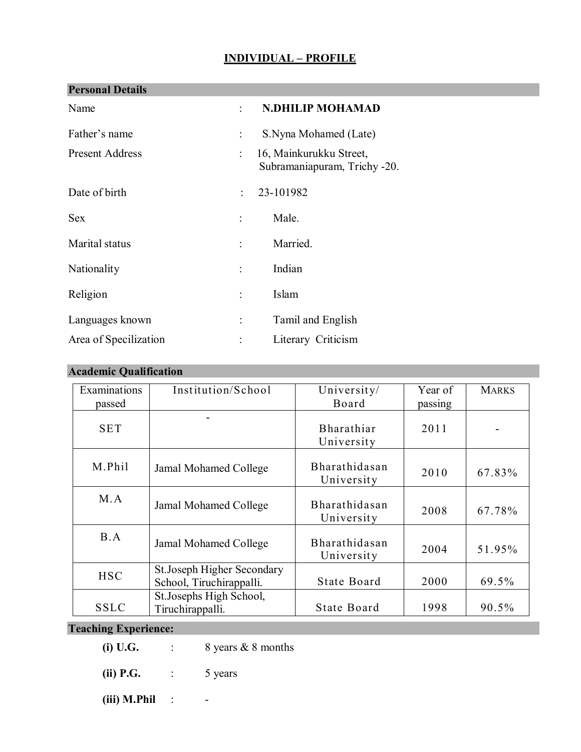# INDIVIDUAL – PROFILE

## Personal Details

| | | |
|---|---|---|
| Name | : | **N.DHILIP MOHAMAD** |
| Father's name | : | S.Nyna Mohamed (Late) |
| Present Address | : | 16, Mainkurukku Street, Subramaniapuram, Trichy -20. |
| Date of birth | : | 23-101982 |
| Sex | : | Male. |
| Marital status | : | Married. |
| Nationality | : | Indian |
| Religion | : | Islam |
| Languages known | : | Tamil and English |
| Area of Specilization | : | Literary Criticism |

## Academic Qualification

| Examinations passed | Institution/School | University/ Board | Year of passing | MARKS |
|---|---|---|---|---|
| SET | - | Bharathiar University | 2011 | - |
| M.Phil | Jamal Mohamed College | Bharathidasan University | 2010 | 67.83% |
| M.A | Jamal Mohamed College | Bharathidasan University | 2008 | 67.78% |
| B.A | Jamal Mohamed College | Bharathidasan University | 2004 | 51.95% |
| HSC | St.Joseph Higher Secondary School, Tiruchirappalli. | State Board | 2000 | 69.5% |
| SSLC | St.Josephs High School, Tiruchirappalli. | State Board | 1998 | 90.5% |

## Teaching Experience:

**(i) U.G.** : 8 years & 8 months

**(ii) P.G.** : 5 years

**(iii) M.Phil** : -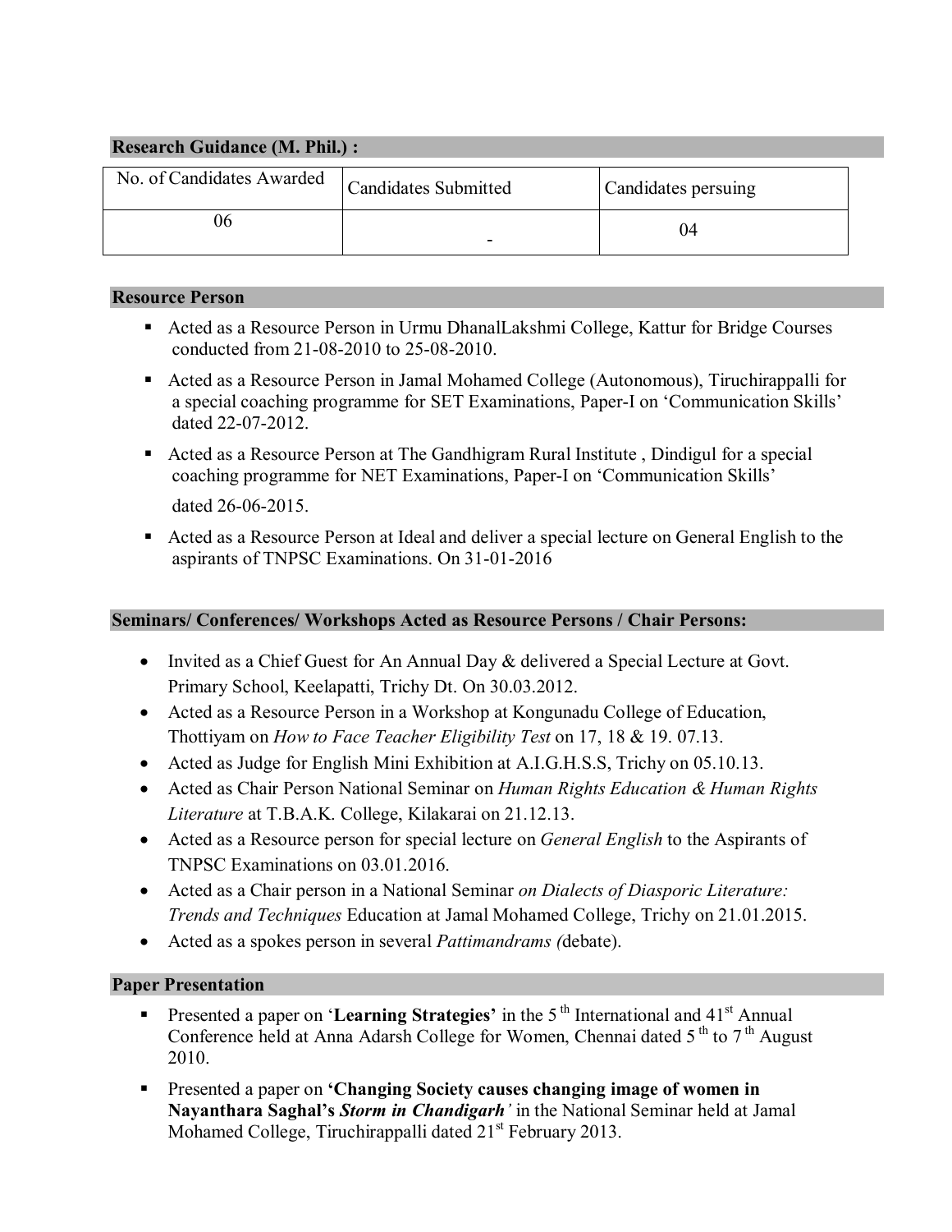## Research Guidance (M. Phil.) :

| No. of Candidates Awarded | Candidates Submitted | Candidates persuing |
|---|---|---|
| 06 | - | 04 |

## Resource Person

- Acted as a Resource Person in Urmu DhanalLakshmi College, Kattur for Bridge Courses conducted from 21-08-2010 to 25-08-2010.
- Acted as a Resource Person in Jamal Mohamed College (Autonomous), Tiruchirappalli for a special coaching programme for SET Examinations, Paper-I on 'Communication Skills' dated 22-07-2012.
- Acted as a Resource Person at The Gandhigram Rural Institute , Dindigul for a special coaching programme for NET Examinations, Paper-I on 'Communication Skills' dated 26-06-2015.
- Acted as a Resource Person at Ideal and deliver a special lecture on General English to the aspirants of TNPSC Examinations. On 31-01-2016

## Seminars/ Conferences/ Workshops Acted as Resource Persons / Chair Persons:

- Invited as a Chief Guest for An Annual Day & delivered a Special Lecture at Govt. Primary School, Keelapatti, Trichy Dt. On 30.03.2012.
- Acted as a Resource Person in a Workshop at Kongunadu College of Education, Thottiyam on *How to Face Teacher Eligibility Test* on 17, 18 & 19. 07.13.
- Acted as Judge for English Mini Exhibition at A.I.G.H.S.S, Trichy on 05.10.13.
- Acted as Chair Person National Seminar on *Human Rights Education & Human Rights Literature* at T.B.A.K. College, Kilakarai on 21.12.13.
- Acted as a Resource person for special lecture on *General English* to the Aspirants of TNPSC Examinations on 03.01.2016.
- Acted as a Chair person in a National Seminar *on Dialects of Diasporic Literature: Trends and Techniques* Education at Jamal Mohamed College, Trichy on 21.01.2015.
- Acted as a spokes person in several *Pattimandrams (*debate).

## Paper Presentation

- Presented a paper on '**Learning Strategies**' in the 5th International and 41st Annual Conference held at Anna Adarsh College for Women, Chennai dated 5th to 7th August 2010.
- Presented a paper on **'Changing Society causes changing image of women in Nayanthara Saghal's *Storm in Chandigarh*'** in the National Seminar held at Jamal Mohamed College, Tiruchirappalli dated 21st February 2013.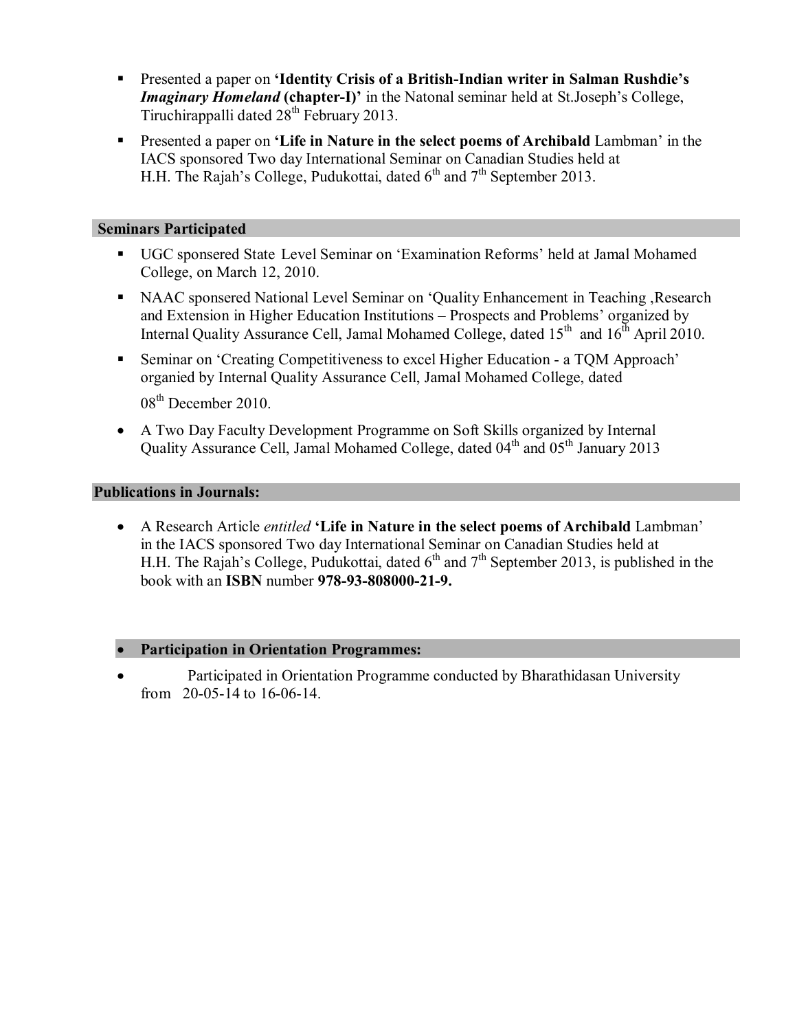- Presented a paper on **'Identity Crisis of a British-Indian writer in Salman Rushdie's *Imaginary Homeland* (chapter-I)'** in the Natonal seminar held at St.Joseph's College, Tiruchirappalli dated 28th February 2013.
- Presented a paper on **'Life in Nature in the select poems of Archibald** Lambman' in the IACS sponsored Two day International Seminar on Canadian Studies held at H.H. The Rajah's College, Pudukottai, dated 6th and 7th September 2013.

## Seminars Participated

- UGC sponsered State Level Seminar on 'Examination Reforms' held at Jamal Mohamed College, on March 12, 2010.
- NAAC sponsered National Level Seminar on 'Quality Enhancement in Teaching ,Research and Extension in Higher Education Institutions – Prospects and Problems' organized by Internal Quality Assurance Cell, Jamal Mohamed College, dated 15th and 16th April 2010.
- Seminar on 'Creating Competitiveness to excel Higher Education - a TQM Approach' organied by Internal Quality Assurance Cell, Jamal Mohamed College, dated 08th December 2010.
- A Two Day Faculty Development Programme on Soft Skills organized by Internal Quality Assurance Cell, Jamal Mohamed College, dated 04th and 05th January 2013

## Publications in Journals:

- A Research Article *entitled* **'Life in Nature in the select poems of Archibald** Lambman' in the IACS sponsored Two day International Seminar on Canadian Studies held at H.H. The Rajah's College, Pudukottai, dated 6th and 7th September 2013, is published in the book with an **ISBN** number **978-93-808000-21-9.**

## Participation in Orientation Programmes:

- Participated in Orientation Programme conducted by Bharathidasan University from 20-05-14 to 16-06-14.